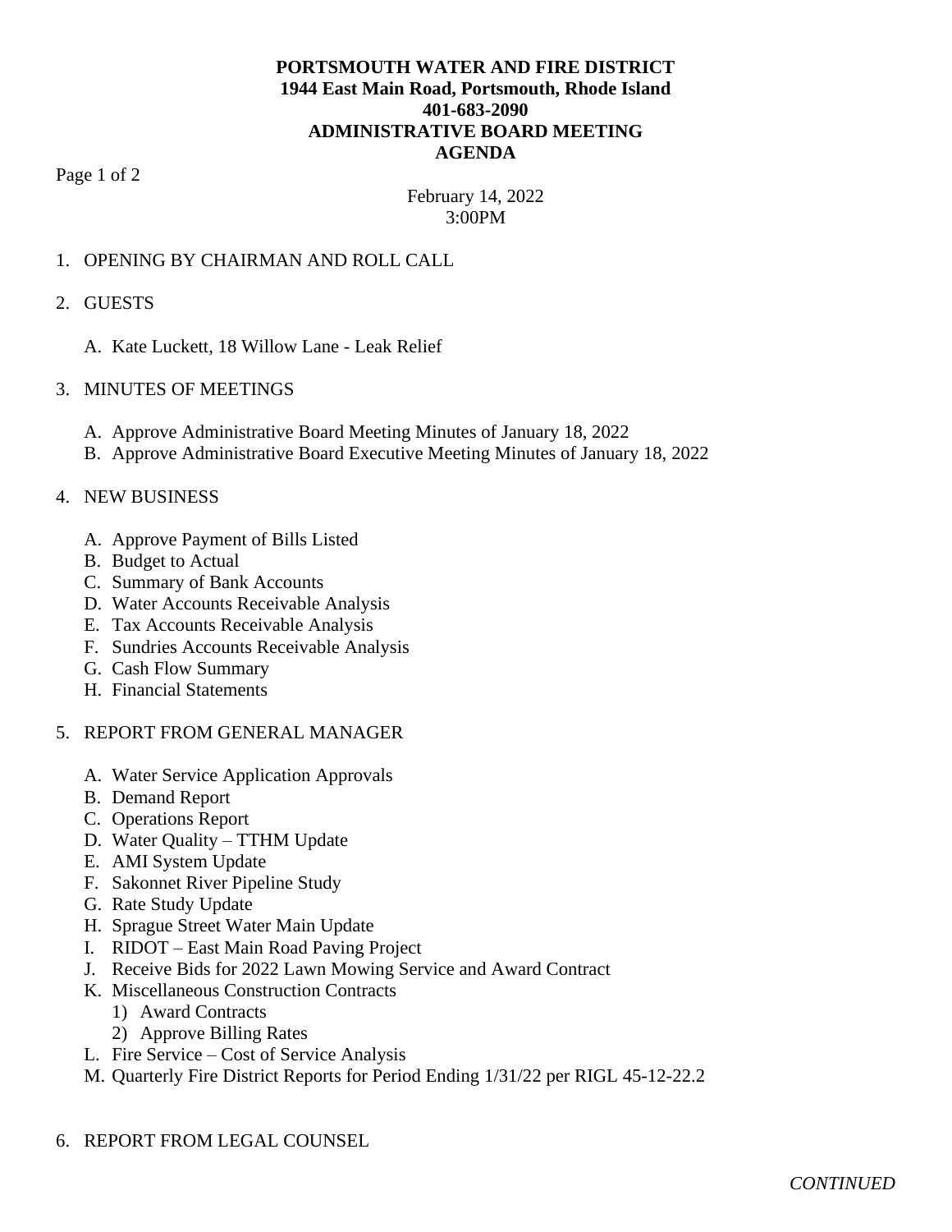**PORTSMOUTH WATER AND FIRE DISTRICT**
**1944 East Main Road, Portsmouth, Rhode Island**
**401-683-2090**
**ADMINISTRATIVE BOARD MEETING**
**AGENDA**

February 14, 2022
3:00PM

1. OPENING BY CHAIRMAN AND ROLL CALL

2. GUESTS

   A. Kate Luckett, 18 Willow Lane - Leak Relief

3. MINUTES OF MEETINGS

   A. Approve Administrative Board Meeting Minutes of January 18, 2022
   B. Approve Administrative Board Executive Meeting Minutes of January 18, 2022

4. NEW BUSINESS

   A. Approve Payment of Bills Listed
   B. Budget to Actual
   C. Summary of Bank Accounts
   D. Water Accounts Receivable Analysis
   E. Tax Accounts Receivable Analysis
   F. Sundries Accounts Receivable Analysis
   G. Cash Flow Summary
   H. Financial Statements

5. REPORT FROM GENERAL MANAGER

   A. Water Service Application Approvals
   B. Demand Report
   C. Operations Report
   D. Water Quality – TTHM Update
   E. AMI System Update
   F. Sakonnet River Pipeline Study
   G. Rate Study Update
   H. Sprague Street Water Main Update
   I. RIDOT – East Main Road Paving Project
   J. Receive Bids for 2022 Lawn Mowing Service and Award Contract
   K. Miscellaneous Construction Contracts
      1) Award Contracts
      2) Approve Billing Rates
   L. Fire Service – Cost of Service Analysis
   M. Quarterly Fire District Reports for Period Ending 1/31/22 per RIGL 45-12-22.2

6. REPORT FROM LEGAL COUNSEL

*CONTINUED*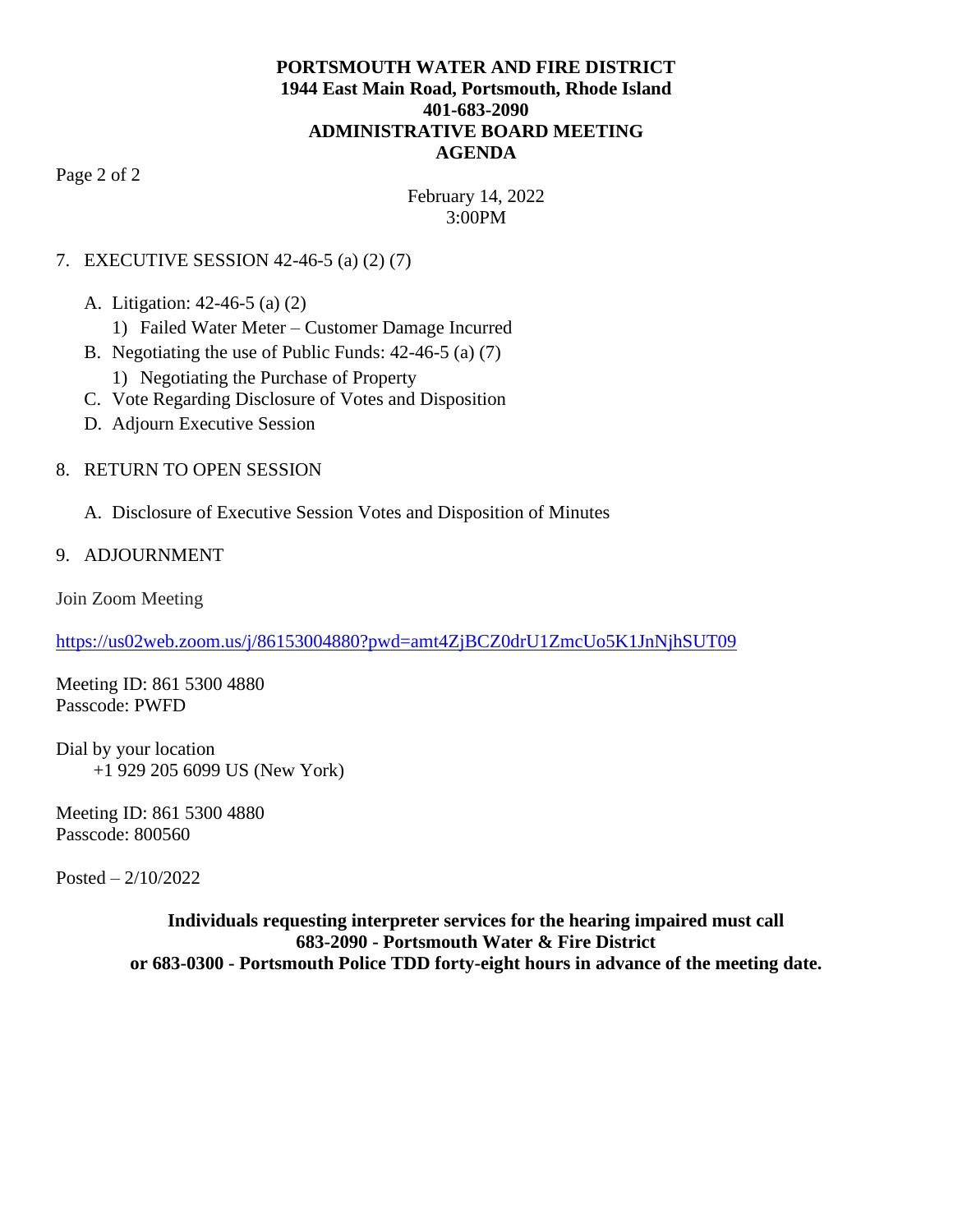**PORTSMOUTH WATER AND FIRE DISTRICT**
**1944 East Main Road, Portsmouth, Rhode Island**
**401-683-2090**
**ADMINISTRATIVE BOARD MEETING**
**AGENDA**

February 14, 2022
3:00PM

7. EXECUTIVE SESSION 42-46-5 (a) (2) (7)

   A. Litigation: 42-46-5 (a) (2)
      1) Failed Water Meter – Customer Damage Incurred
   B. Negotiating the use of Public Funds: 42-46-5 (a) (7)
      1) Negotiating the Purchase of Property
   C. Vote Regarding Disclosure of Votes and Disposition
   D. Adjourn Executive Session

8. RETURN TO OPEN SESSION

   A. Disclosure of Executive Session Votes and Disposition of Minutes

9. ADJOURNMENT

Join Zoom Meeting

https://us02web.zoom.us/j/86153004880?pwd=amt4ZjBCZ0drU1ZmcUo5K1JnNjhSUT09

Meeting ID: 861 5300 4880
Passcode: PWFD

Dial by your location
+1 929 205 6099 US (New York)

Meeting ID: 861 5300 4880
Passcode: 800560

Posted – 2/10/2022

**Individuals requesting interpreter services for the hearing impaired must call 683-2090 - Portsmouth Water & Fire District or 683-0300 - Portsmouth Police TDD forty-eight hours in advance of the meeting date.**